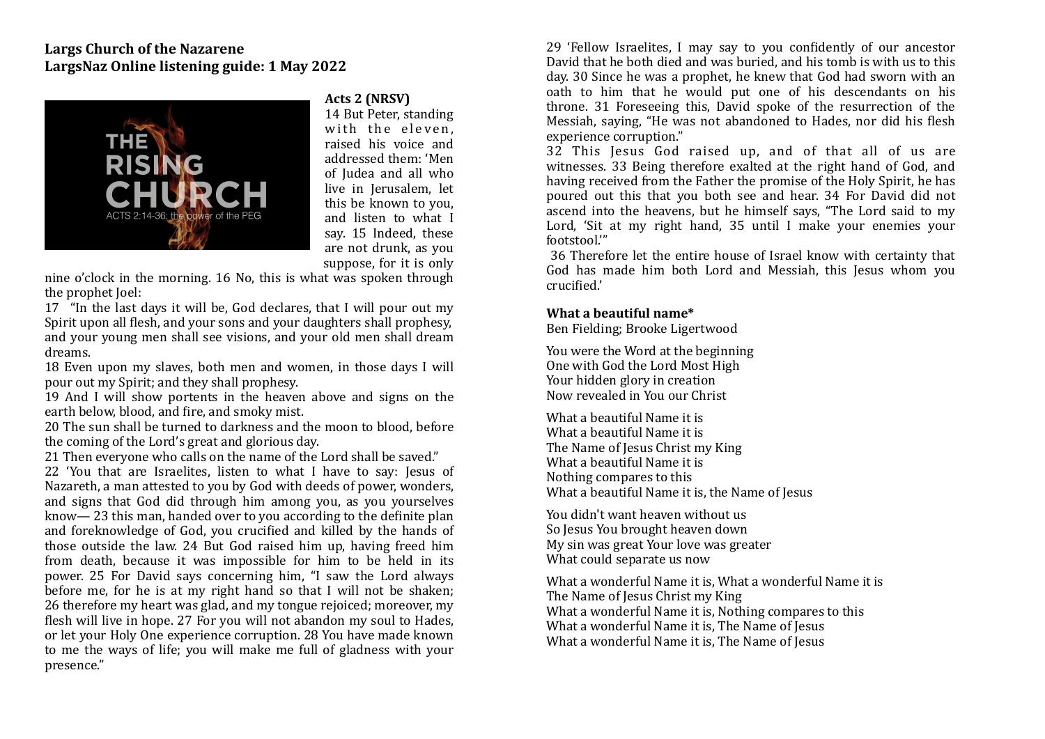**Largs Church of the Nazarene**
**LargsNaz Online listening guide: 1 May 2022**

THE RISING CHURCH
ACTS 2:14-36: the power of the PEG

**Acts 2 (NRSV)**

14 But Peter, standing with the eleven, raised his voice and addressed them: 'Men of Judea and all who live in Jerusalem, let this be known to you, and listen to what I say. 15 Indeed, these are not drunk, as you suppose, for it is only nine o'clock in the morning. 16 No, this is what was spoken through the prophet Joel:

17 "In the last days it will be, God declares, that I will pour out my Spirit upon all flesh, and your sons and your daughters shall prophesy, and your young men shall see visions, and your old men shall dream dreams.

18 Even upon my slaves, both men and women, in those days I will pour out my Spirit; and they shall prophesy.

19 And I will show portents in the heaven above and signs on the earth below, blood, and fire, and smoky mist.

20 The sun shall be turned to darkness and the moon to blood, before the coming of the Lord's great and glorious day.

21 Then everyone who calls on the name of the Lord shall be saved."

22 'You that are Israelites, listen to what I have to say: Jesus of Nazareth, a man attested to you by God with deeds of power, wonders, and signs that God did through him among you, as you yourselves know— 23 this man, handed over to you according to the definite plan and foreknowledge of God, you crucified and killed by the hands of those outside the law. 24 But God raised him up, having freed him from death, because it was impossible for him to be held in its power. 25 For David says concerning him, "I saw the Lord always before me, for he is at my right hand so that I will not be shaken; 26 therefore my heart was glad, and my tongue rejoiced; moreover, my flesh will live in hope. 27 For you will not abandon my soul to Hades, or let your Holy One experience corruption. 28 You have made known to me the ways of life; you will make me full of gladness with your presence."

29 'Fellow Israelites, I may say to you confidently of our ancestor David that he both died and was buried, and his tomb is with us to this day. 30 Since he was a prophet, he knew that God had sworn with an oath to him that he would put one of his descendants on his throne. 31 Foreseeing this, David spoke of the resurrection of the Messiah, saying, "He was not abandoned to Hades, nor did his flesh experience corruption."

32 This Jesus God raised up, and of that all of us are witnesses. 33 Being therefore exalted at the right hand of God, and having received from the Father the promise of the Holy Spirit, he has poured out this that you both see and hear. 34 For David did not ascend into the heavens, but he himself says, "The Lord said to my Lord, 'Sit at my right hand, 35 until I make your enemies your footstool.'"

36 Therefore let the entire house of Israel know with certainty that God has made him both Lord and Messiah, this Jesus whom you crucified.'

**What a beautiful name***
Ben Fielding; Brooke Ligertwood

You were the Word at the beginning
One with God the Lord Most High
Your hidden glory in creation
Now revealed in You our Christ

What a beautiful Name it is
What a beautiful Name it is
The Name of Jesus Christ my King
What a beautiful Name it is
Nothing compares to this
What a beautiful Name it is, the Name of Jesus

You didn't want heaven without us
So Jesus You brought heaven down
My sin was great Your love was greater
What could separate us now

What a wonderful Name it is, What a wonderful Name it is
The Name of Jesus Christ my King
What a wonderful Name it is, Nothing compares to this
What a wonderful Name it is, The Name of Jesus
What a wonderful Name it is, The Name of Jesus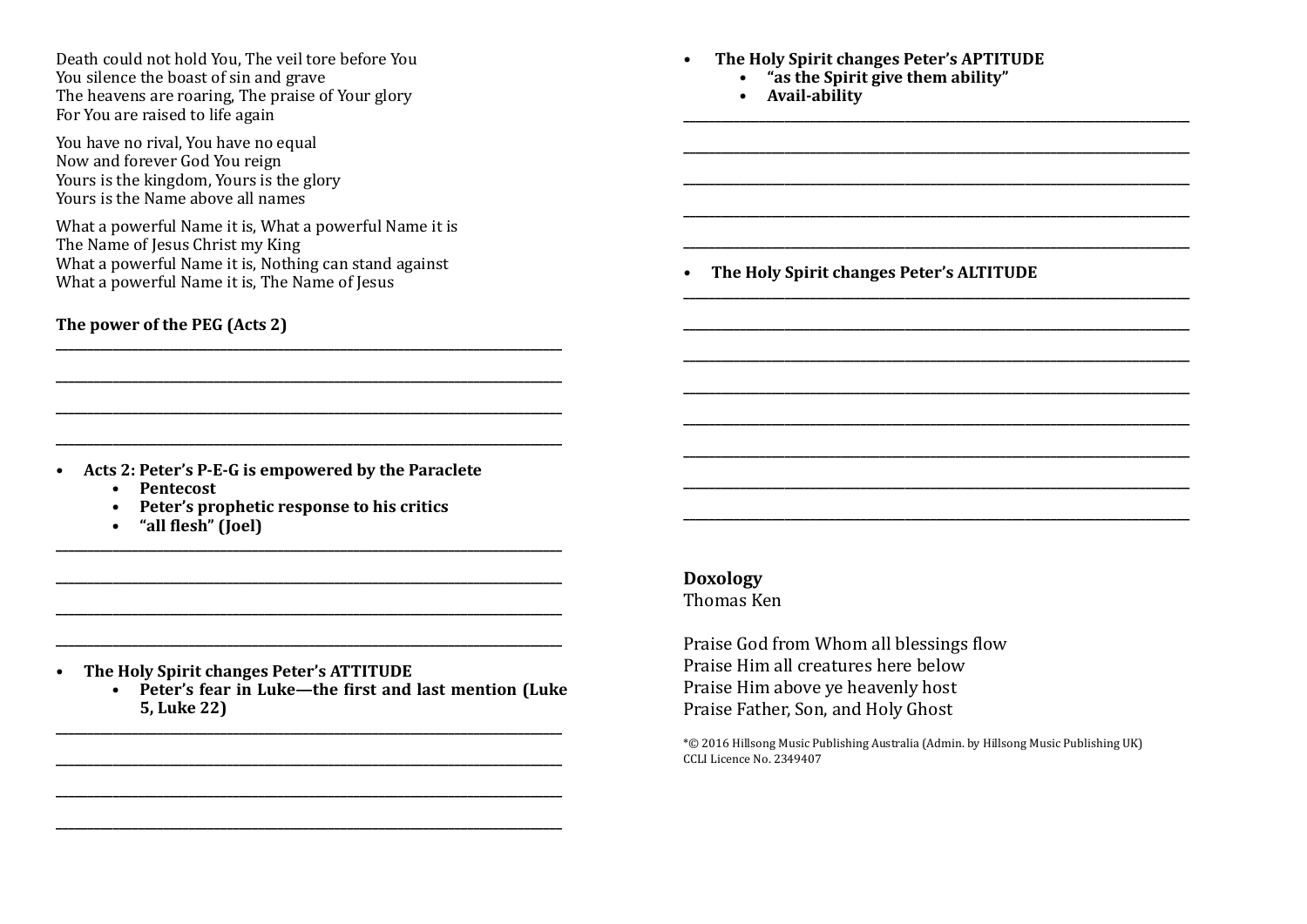Death could not hold You, The veil tore before You
You silence the boast of sin and grave
The heavens are roaring, The praise of Your glory
For You are raised to life again

You have no rival, You have no equal
Now and forever God You reign
Yours is the kingdom, Yours is the glory
Yours is the Name above all names

What a powerful Name it is, What a powerful Name it is
The Name of Jesus Christ my King
What a powerful Name it is, Nothing can stand against
What a powerful Name it is, The Name of Jesus

**The power of the PEG (Acts 2)**

- **Acts 2: Peter's P-E-G is empowered by the Paraclete**
  - **Pentecost**
  - **Peter's prophetic response to his critics**
  - **"all flesh" (Joel)**

- **The Holy Spirit changes Peter's ATTITUDE**
  - **Peter's fear in Luke—the first and last mention (Luke 5, Luke 22)**

- **The Holy Spirit changes Peter's APTITUDE**
  - **"as the Spirit give them ability"**
  - **Avail-ability**

- **The Holy Spirit changes Peter's ALTITUDE**

**Doxology**
Thomas Ken

Praise God from Whom all blessings flow
Praise Him all creatures here below
Praise Him above ye heavenly host
Praise Father, Son, and Holy Ghost

*© 2016 Hillsong Music Publishing Australia (Admin. by Hillsong Music Publishing UK)
CCLI Licence No. 2349407